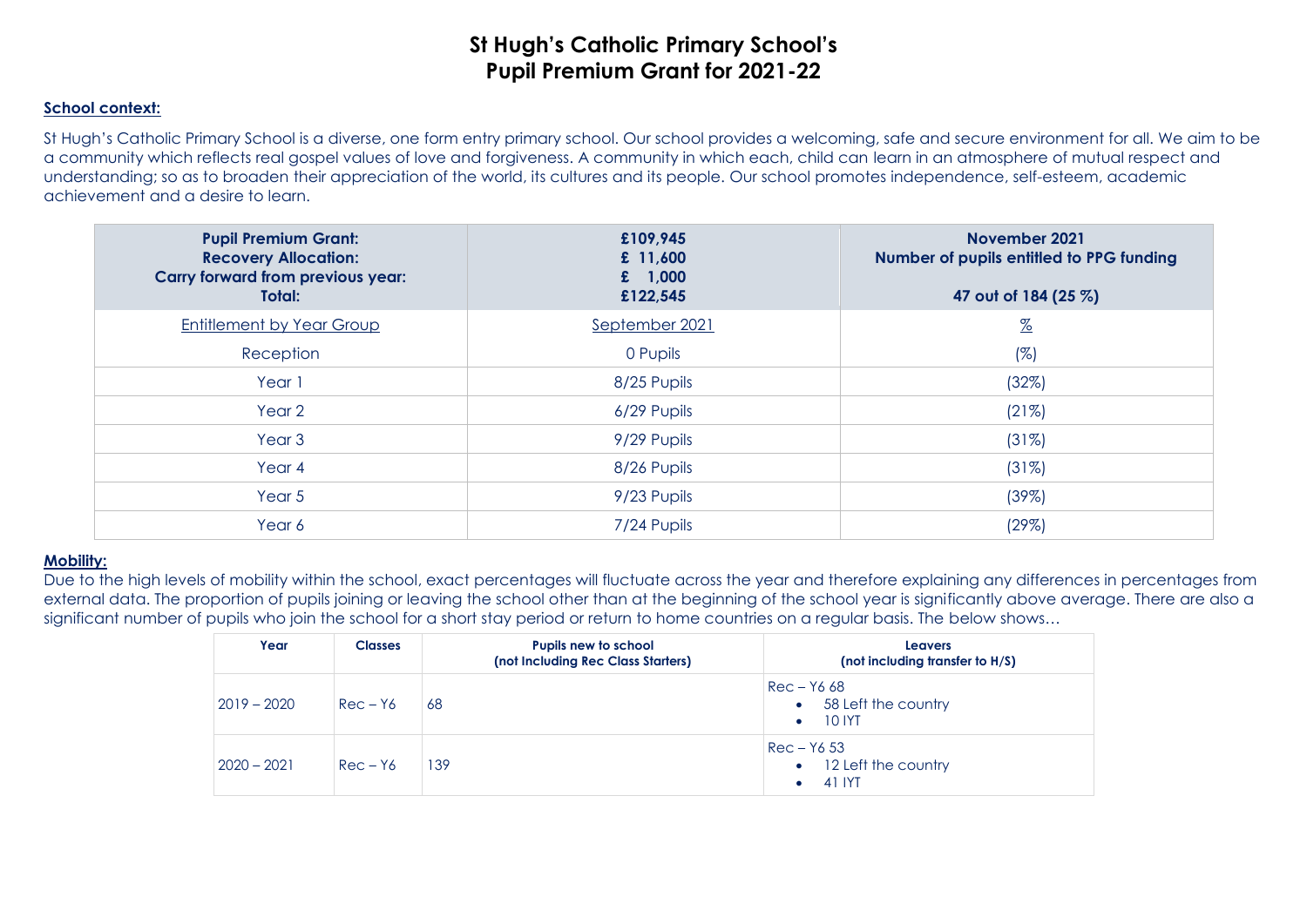# St Hugh's Catholic Primary School's
# Pupil Premium Grant for 2021-22

**School context:**

St Hugh's Catholic Primary School is a diverse, one form entry primary school. Our school provides a welcoming, safe and secure environment for all. We aim to be a community which reflects real gospel values of love and forgiveness. A community in which each, child can learn in an atmosphere of mutual respect and understanding; so as to broaden their appreciation of the world, its cultures and its people. Our school promotes independence, self-esteem, academic achievement and a desire to learn.

| **Pupil Premium Grant:**<br>**Recovery Allocation:**<br>**Carry forward from previous year:**<br>**Total:** | **£109,945**<br>**£ 11,600**<br>**£ 1,000**<br>**£122,545** | **November 2021**<br>**Number of pupils entitled to PPG funding**<br><br>**47 out of 184 (25 %)** |
|---|---|---|
| Entitlement by Year Group | September 2021 | % |
| Reception | 0 Pupils | (%) |
| Year 1 | 8/25 Pupils | (32%) |
| Year 2 | 6/29 Pupils | (21%) |
| Year 3 | 9/29 Pupils | (31%) |
| Year 4 | 8/26 Pupils | (31%) |
| Year 5 | 9/23 Pupils | (39%) |
| Year 6 | 7/24 Pupils | (29%) |

**Mobility:**

Due to the high levels of mobility within the school, exact percentages will fluctuate across the year and therefore explaining any differences in percentages from external data. The proportion of pupils joining or leaving the school other than at the beginning of the school year is significantly above average. There are also a significant number of pupils who join the school for a short stay period or return to home countries on a regular basis. The below shows…

| Year | Classes | Pupils new to school (not Including Rec Class Starters) | Leavers (not including transfer to H/S) |
|---|---|---|---|
| 2019 – 2020 | Rec – Y6 | 68 | Rec – Y6 68<br>• 58 Left the country<br>• 10 IYT |
| 2020 – 2021 | Rec – Y6 | 139 | Rec – Y6 53<br>• 12 Left the country<br>• 41 IYT |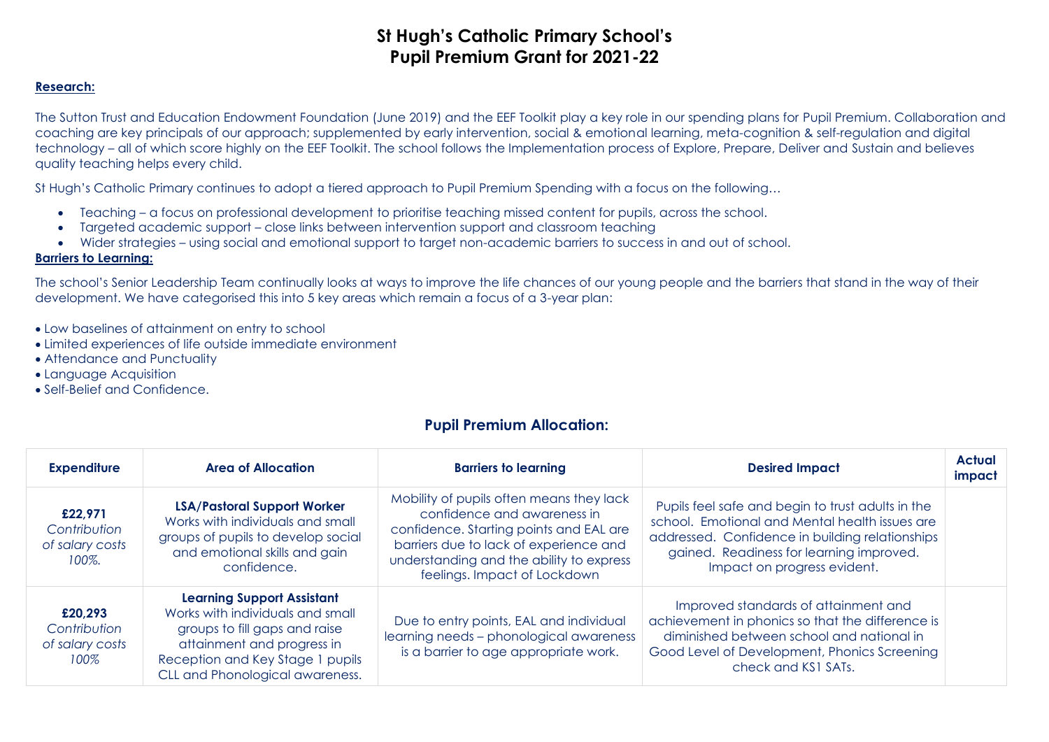# St Hugh's Catholic Primary School's
# Pupil Premium Grant for 2021-22

**Research:**

The Sutton Trust and Education Endowment Foundation (June 2019) and the EEF Toolkit play a key role in our spending plans for Pupil Premium. Collaboration and coaching are key principals of our approach; supplemented by early intervention, social & emotional learning, meta-cognition & self-regulation and digital technology – all of which score highly on the EEF Toolkit. The school follows the Implementation process of Explore, Prepare, Deliver and Sustain and believes quality teaching helps every child.

St Hugh's Catholic Primary continues to adopt a tiered approach to Pupil Premium Spending with a focus on the following…

- Teaching – a focus on professional development to prioritise teaching missed content for pupils, across the school.
- Targeted academic support – close links between intervention support and classroom teaching
- Wider strategies – using social and emotional support to target non-academic barriers to success in and out of school.

**Barriers to Learning:**

The school's Senior Leadership Team continually looks at ways to improve the life chances of our young people and the barriers that stand in the way of their development. We have categorised this into 5 key areas which remain a focus of a 3-year plan:

- Low baselines of attainment on entry to school
- Limited experiences of life outside immediate environment
- Attendance and Punctuality
- Language Acquisition
- Self-Belief and Confidence.

## Pupil Premium Allocation:

| Expenditure | Area of Allocation | Barriers to learning | Desired Impact | Actual impact |
|---|---|---|---|---|
| **£22,971** *Contribution of salary costs 100%.* | **LSA/Pastoral Support Worker** Works with individuals and small groups of pupils to develop social and emotional skills and gain confidence. | Mobility of pupils often means they lack confidence and awareness in confidence. Starting points and EAL are barriers due to lack of experience and understanding and the ability to express feelings. Impact of Lockdown | Pupils feel safe and begin to trust adults in the school. Emotional and Mental health issues are addressed. Confidence in building relationships gained. Readiness for learning improved. Impact on progress evident. | |
| **£20,293** *Contribution of salary costs 100%* | **Learning Support Assistant** Works with individuals and small groups to fill gaps and raise attainment and progress in Reception and Key Stage 1 pupils CLL and Phonological awareness. | Due to entry points, EAL and individual learning needs – phonological awareness is a barrier to age appropriate work. | Improved standards of attainment and achievement in phonics so that the difference is diminished between school and national in Good Level of Development, Phonics Screening check and KS1 SATs. | |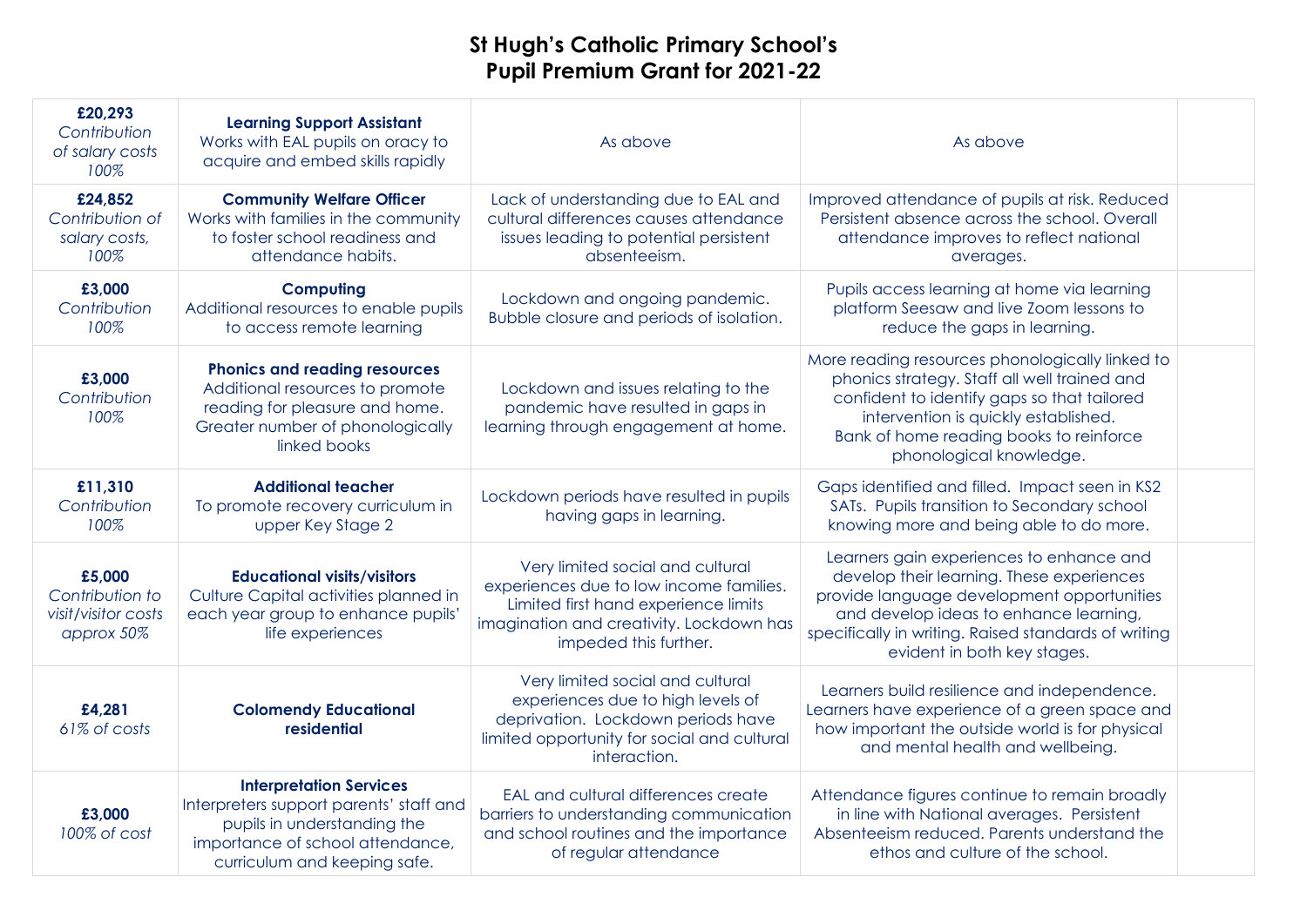# St Hugh's Catholic Primary School's
# Pupil Premium Grant for 2021-22

| | | | | |
|---|---|---|---|---|
| **£20,293** *Contribution of salary costs 100%* | **Learning Support Assistant** Works with EAL pupils on oracy to acquire and embed skills rapidly | As above | As above | |
| **£24,852** *Contribution of salary costs, 100%* | **Community Welfare Officer** Works with families in the community to foster school readiness and attendance habits. | Lack of understanding due to EAL and cultural differences causes attendance issues leading to potential persistent absenteeism. | Improved attendance of pupils at risk. Reduced Persistent absence across the school. Overall attendance improves to reflect national averages. | |
| **£3,000** *Contribution 100%* | **Computing** Additional resources to enable pupils to access remote learning | Lockdown and ongoing pandemic. Bubble closure and periods of isolation. | Pupils access learning at home via learning platform Seesaw and live Zoom lessons to reduce the gaps in learning. | |
| **£3,000** *Contribution 100%* | **Phonics and reading resources** Additional resources to promote reading for pleasure and home. Greater number of phonologically linked books | Lockdown and issues relating to the pandemic have resulted in gaps in learning through engagement at home. | More reading resources phonologically linked to phonics strategy. Staff all well trained and confident to identify gaps so that tailored intervention is quickly established. Bank of home reading books to reinforce phonological knowledge. | |
| **£11,310** *Contribution 100%* | **Additional teacher** To promote recovery curriculum in upper Key Stage 2 | Lockdown periods have resulted in pupils having gaps in learning. | Gaps identified and filled. Impact seen in KS2 SATs. Pupils transition to Secondary school knowing more and being able to do more. | |
| **£5,000** *Contribution to visit/visitor costs approx 50%* | **Educational visits/visitors** Culture Capital activities planned in each year group to enhance pupils' life experiences | Very limited social and cultural experiences due to low income families. Limited first hand experience limits imagination and creativity. Lockdown has impeded this further. | Learners gain experiences to enhance and develop their learning. These experiences provide language development opportunities and develop ideas to enhance learning, specifically in writing. Raised standards of writing evident in both key stages. | |
| **£4,281** *61% of costs* | **Colomendy Educational residential** | Very limited social and cultural experiences due to high levels of deprivation. Lockdown periods have limited opportunity for social and cultural interaction. | Learners build resilience and independence. Learners have experience of a green space and how important the outside world is for physical and mental health and wellbeing. | |
| **£3,000** *100% of cost* | **Interpretation Services** Interpreters support parents' staff and pupils in understanding the importance of school attendance, curriculum and keeping safe. | EAL and cultural differences create barriers to understanding communication and school routines and the importance of regular attendance | Attendance figures continue to remain broadly in line with National averages. Persistent Absenteeism reduced. Parents understand the ethos and culture of the school. | |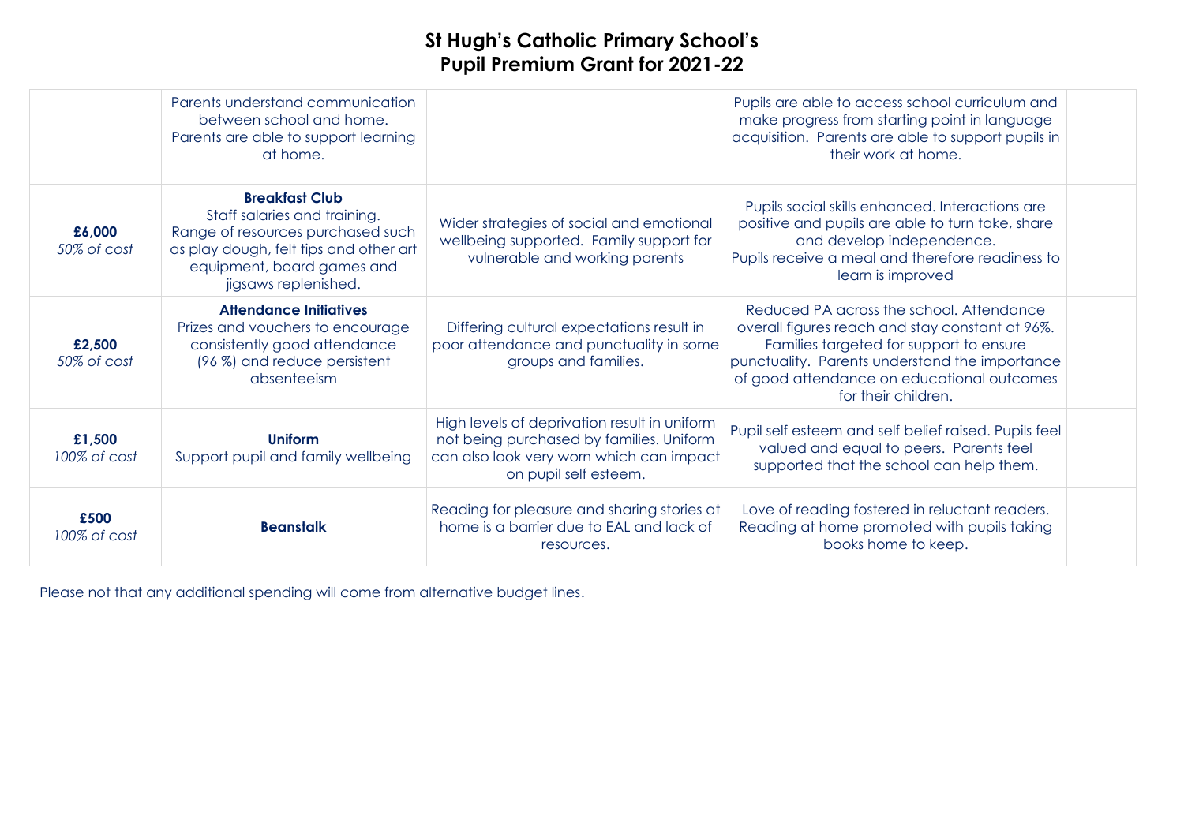# St Hugh's Catholic Primary School's
# Pupil Premium Grant for 2021-22

| | | | | |
|---|---|---|---|---|
| | Parents understand communication between school and home. Parents are able to support learning at home. | | Pupils are able to access school curriculum and make progress from starting point in language acquisition. Parents are able to support pupils in their work at home. | |
| **£6,000** *50% of cost* | **Breakfast Club** Staff salaries and training. Range of resources purchased such as play dough, felt tips and other art equipment, board games and jigsaws replenished. | Wider strategies of social and emotional wellbeing supported. Family support for vulnerable and working parents | Pupils social skills enhanced. Interactions are positive and pupils are able to turn take, share and develop independence. Pupils receive a meal and therefore readiness to learn is improved | |
| **£2,500** *50% of cost* | **Attendance Initiatives** Prizes and vouchers to encourage consistently good attendance (96 %) and reduce persistent absenteeism | Differing cultural expectations result in poor attendance and punctuality in some groups and families. | Reduced PA across the school. Attendance overall figures reach and stay constant at 96%. Families targeted for support to ensure punctuality. Parents understand the importance of good attendance on educational outcomes for their children. | |
| **£1,500** *100% of cost* | **Uniform** Support pupil and family wellbeing | High levels of deprivation result in uniform not being purchased by families. Uniform can also look very worn which can impact on pupil self esteem. | Pupil self esteem and self belief raised. Pupils feel valued and equal to peers. Parents feel supported that the school can help them. | |
| **£500** *100% of cost* | **Beanstalk** | Reading for pleasure and sharing stories at home is a barrier due to EAL and lack of resources. | Love of reading fostered in reluctant readers. Reading at home promoted with pupils taking books home to keep. | |

Please not that any additional spending will come from alternative budget lines.